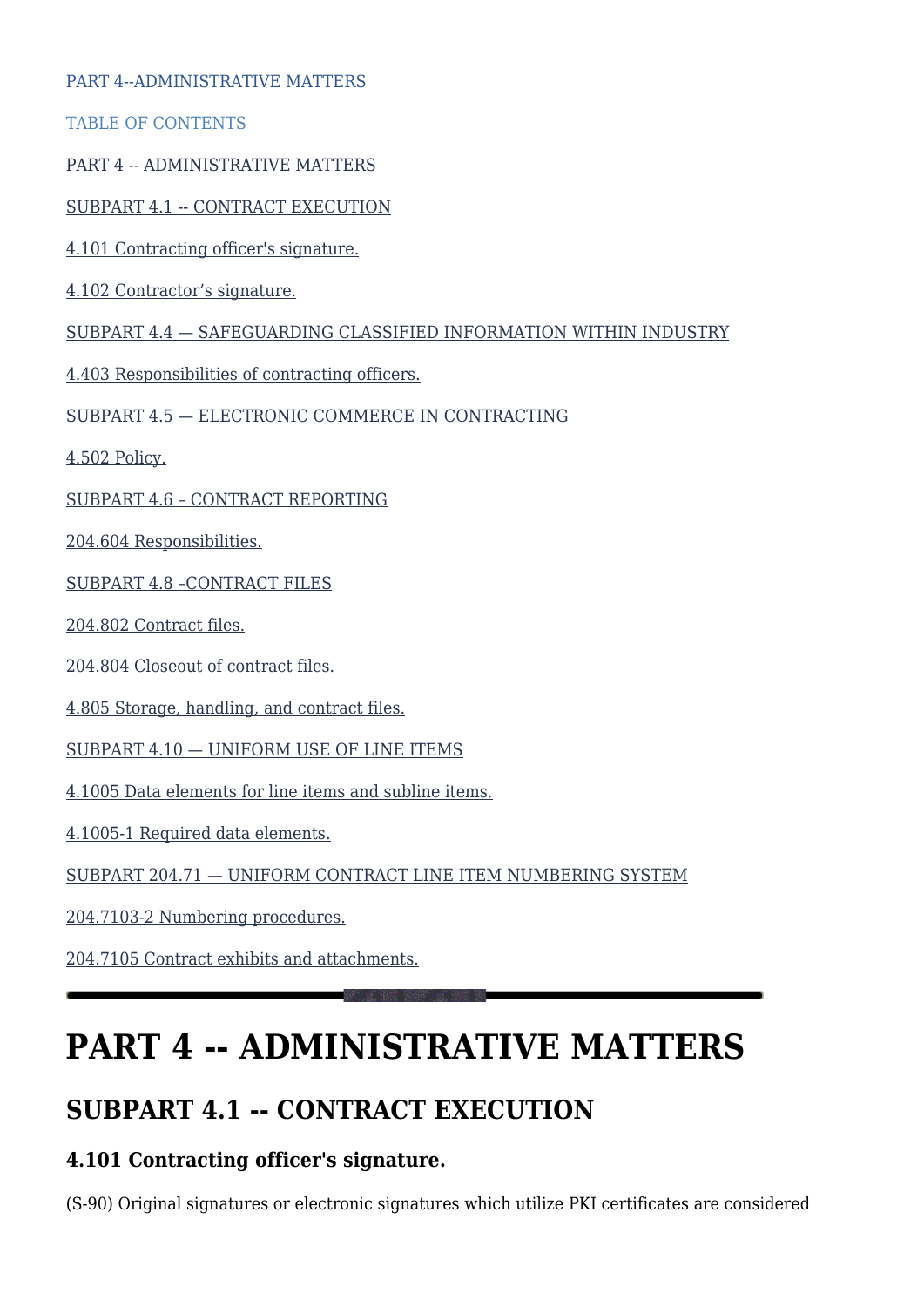PART 4--ADMINISTRATIVE MATTERS

TABLE OF CONTENTS

PART 4 -- ADMINISTRATIVE MATTERS

SUBPART 4.1 -- CONTRACT EXECUTION

4.101 Contracting officer's signature.

4.102 Contractor’s signature.

SUBPART 4.4 — SAFEGUARDING CLASSIFIED INFORMATION WITHIN INDUSTRY

4.403 Responsibilities of contracting officers.

SUBPART 4.5 — ELECTRONIC COMMERCE IN CONTRACTING

4.502 Policy.

SUBPART 4.6 – CONTRACT REPORTING

204.604 Responsibilities.

SUBPART 4.8 –CONTRACT FILES

204.802 Contract files.

204.804 Closeout of contract files.

4.805 Storage, handling, and contract files.

SUBPART 4.10 — UNIFORM USE OF LINE ITEMS

4.1005 Data elements for line items and subline items.

4.1005-1 Required data elements.

SUBPART 204.71 — UNIFORM CONTRACT LINE ITEM NUMBERING SYSTEM

204.7103-2 Numbering procedures.

204.7105 Contract exhibits and attachments.

---

# PART 4 -- ADMINISTRATIVE MATTERS

## SUBPART 4.1 -- CONTRACT EXECUTION

### 4.101 Contracting officer's signature.

(S-90) Original signatures or electronic signatures which utilize PKI certificates are considered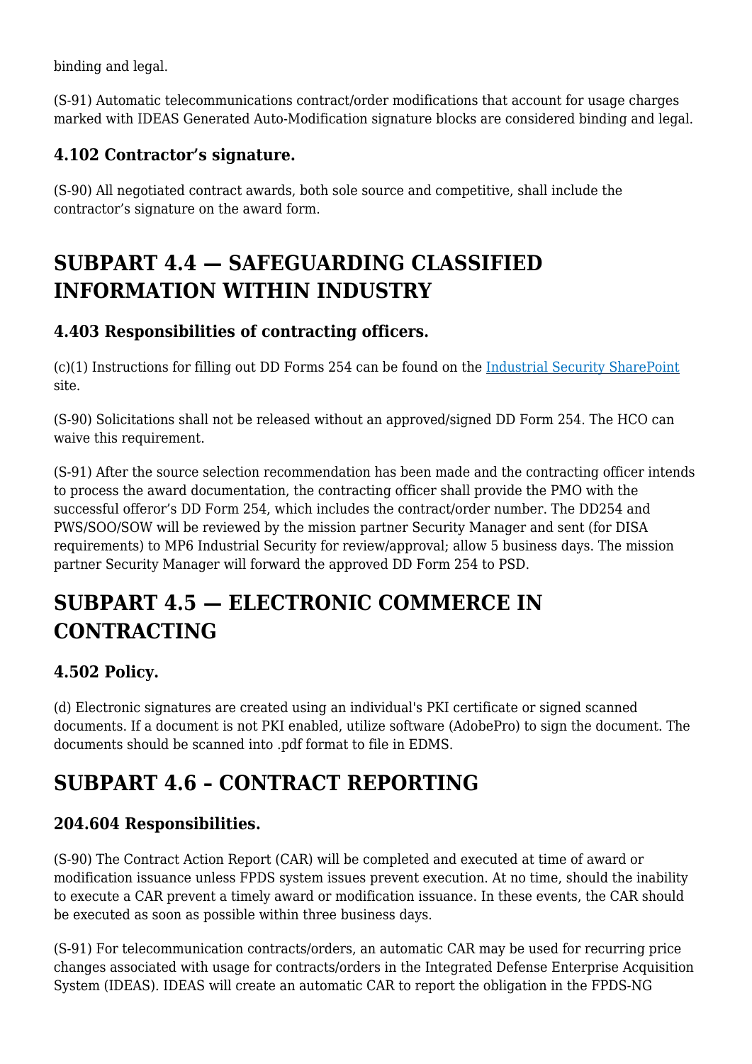binding and legal.

(S-91) Automatic telecommunications contract/order modifications that account for usage charges marked with IDEAS Generated Auto-Modification signature blocks are considered binding and legal.

### 4.102 Contractor's signature.

(S-90) All negotiated contract awards, both sole source and competitive, shall include the contractor's signature on the award form.

## SUBPART 4.4 — SAFEGUARDING CLASSIFIED INFORMATION WITHIN INDUSTRY

### 4.403 Responsibilities of contracting officers.

(c)(1) Instructions for filling out DD Forms 254 can be found on the [Industrial Security SharePoint] site.

(S-90) Solicitations shall not be released without an approved/signed DD Form 254. The HCO can waive this requirement.

(S-91) After the source selection recommendation has been made and the contracting officer intends to process the award documentation, the contracting officer shall provide the PMO with the successful offeror's DD Form 254, which includes the contract/order number. The DD254 and PWS/SOO/SOW will be reviewed by the mission partner Security Manager and sent (for DISA requirements) to MP6 Industrial Security for review/approval; allow 5 business days. The mission partner Security Manager will forward the approved DD Form 254 to PSD.

## SUBPART 4.5 — ELECTRONIC COMMERCE IN CONTRACTING

### 4.502 Policy.

(d) Electronic signatures are created using an individual's PKI certificate or signed scanned documents. If a document is not PKI enabled, utilize software (AdobePro) to sign the document. The documents should be scanned into .pdf format to file in EDMS.

## SUBPART 4.6 – CONTRACT REPORTING

### 204.604 Responsibilities.

(S-90) The Contract Action Report (CAR) will be completed and executed at time of award or modification issuance unless FPDS system issues prevent execution. At no time, should the inability to execute a CAR prevent a timely award or modification issuance. In these events, the CAR should be executed as soon as possible within three business days.

(S-91) For telecommunication contracts/orders, an automatic CAR may be used for recurring price changes associated with usage for contracts/orders in the Integrated Defense Enterprise Acquisition System (IDEAS). IDEAS will create an automatic CAR to report the obligation in the FPDS-NG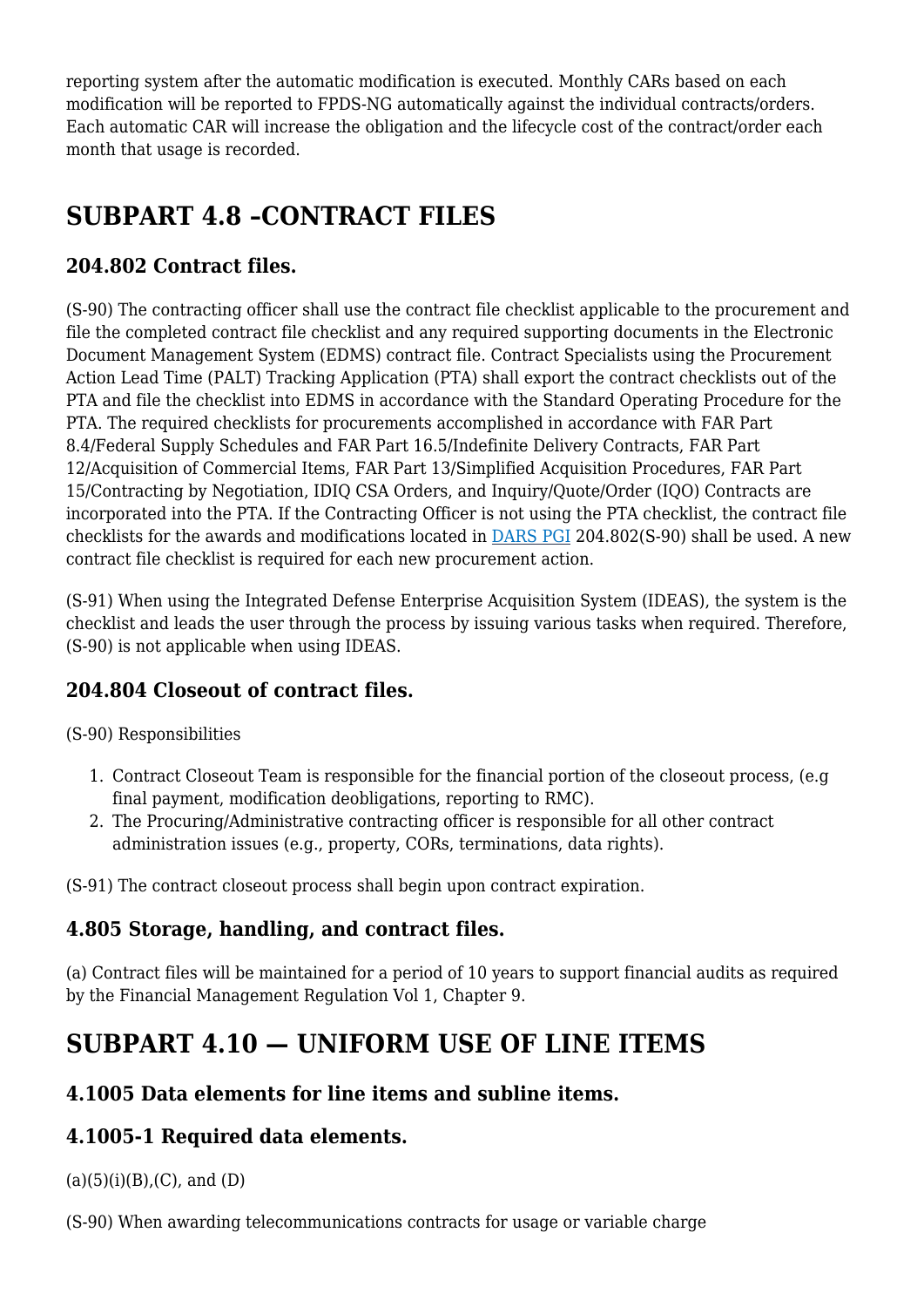reporting system after the automatic modification is executed. Monthly CARs based on each modification will be reported to FPDS-NG automatically against the individual contracts/orders. Each automatic CAR will increase the obligation and the lifecycle cost of the contract/order each month that usage is recorded.

# SUBPART 4.8 –CONTRACT FILES

## 204.802 Contract files.

(S-90) The contracting officer shall use the contract file checklist applicable to the procurement and file the completed contract file checklist and any required supporting documents in the Electronic Document Management System (EDMS) contract file. Contract Specialists using the Procurement Action Lead Time (PALT) Tracking Application (PTA) shall export the contract checklists out of the PTA and file the checklist into EDMS in accordance with the Standard Operating Procedure for the PTA. The required checklists for procurements accomplished in accordance with FAR Part 8.4/Federal Supply Schedules and FAR Part 16.5/Indefinite Delivery Contracts, FAR Part 12/Acquisition of Commercial Items, FAR Part 13/Simplified Acquisition Procedures, FAR Part 15/Contracting by Negotiation, IDIQ CSA Orders, and Inquiry/Quote/Order (IQO) Contracts are incorporated into the PTA. If the Contracting Officer is not using the PTA checklist, the contract file checklists for the awards and modifications located in DARS PGI 204.802(S-90) shall be used. A new contract file checklist is required for each new procurement action.

(S-91) When using the Integrated Defense Enterprise Acquisition System (IDEAS), the system is the checklist and leads the user through the process by issuing various tasks when required. Therefore, (S-90) is not applicable when using IDEAS.

## 204.804 Closeout of contract files.

(S-90) Responsibilities

1. Contract Closeout Team is responsible for the financial portion of the closeout process, (e.g final payment, modification deobligations, reporting to RMC).
2. The Procuring/Administrative contracting officer is responsible for all other contract administration issues (e.g., property, CORs, terminations, data rights).

(S-91) The contract closeout process shall begin upon contract expiration.

## 4.805 Storage, handling, and contract files.

(a) Contract files will be maintained for a period of 10 years to support financial audits as required by the Financial Management Regulation Vol 1, Chapter 9.

# SUBPART 4.10 — UNIFORM USE OF LINE ITEMS

## 4.1005 Data elements for line items and subline items.

## 4.1005-1 Required data elements.

(a)(5)(i)(B),(C), and (D)

(S-90) When awarding telecommunications contracts for usage or variable charge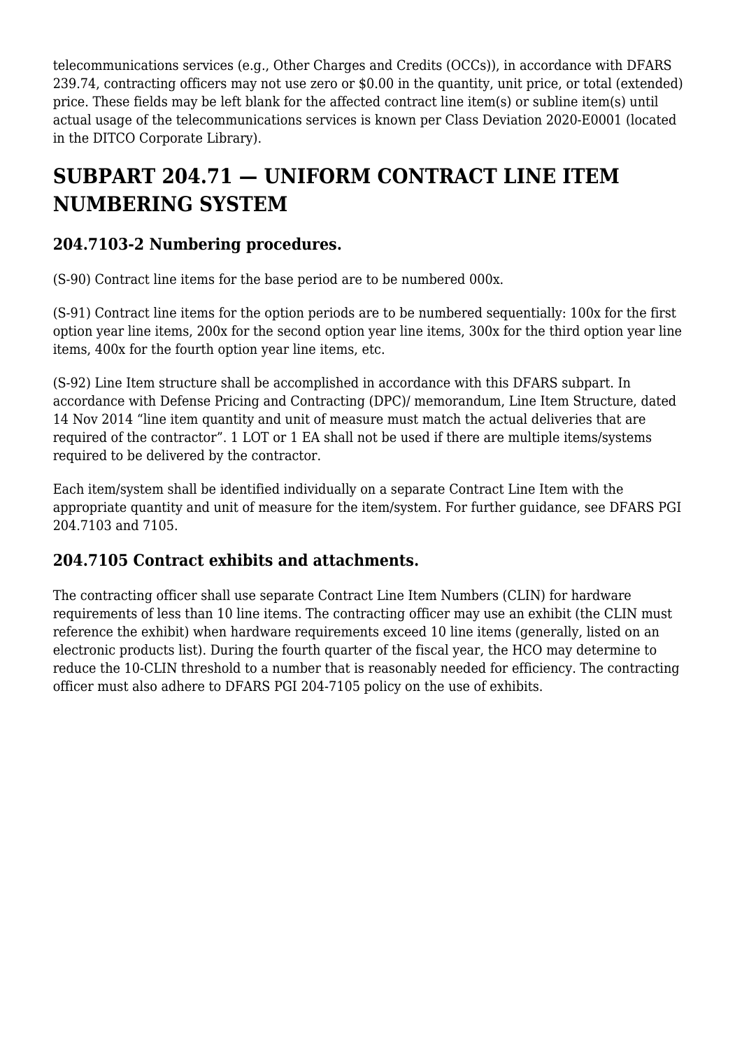telecommunications services (e.g., Other Charges and Credits (OCCs)), in accordance with DFARS 239.74, contracting officers may not use zero or $0.00 in the quantity, unit price, or total (extended) price. These fields may be left blank for the affected contract line item(s) or subline item(s) until actual usage of the telecommunications services is known per Class Deviation 2020-E0001 (located in the DITCO Corporate Library).

# SUBPART 204.71 — UNIFORM CONTRACT LINE ITEM NUMBERING SYSTEM

## 204.7103-2 Numbering procedures.

(S-90) Contract line items for the base period are to be numbered 000x.

(S-91) Contract line items for the option periods are to be numbered sequentially: 100x for the first option year line items, 200x for the second option year line items, 300x for the third option year line items, 400x for the fourth option year line items, etc.

(S-92) Line Item structure shall be accomplished in accordance with this DFARS subpart. In accordance with Defense Pricing and Contracting (DPC)/ memorandum, Line Item Structure, dated 14 Nov 2014 "line item quantity and unit of measure must match the actual deliveries that are required of the contractor". 1 LOT or 1 EA shall not be used if there are multiple items/systems required to be delivered by the contractor.

Each item/system shall be identified individually on a separate Contract Line Item with the appropriate quantity and unit of measure for the item/system. For further guidance, see DFARS PGI 204.7103 and 7105.

## 204.7105 Contract exhibits and attachments.

The contracting officer shall use separate Contract Line Item Numbers (CLIN) for hardware requirements of less than 10 line items. The contracting officer may use an exhibit (the CLIN must reference the exhibit) when hardware requirements exceed 10 line items (generally, listed on an electronic products list). During the fourth quarter of the fiscal year, the HCO may determine to reduce the 10-CLIN threshold to a number that is reasonably needed for efficiency. The contracting officer must also adhere to DFARS PGI 204-7105 policy on the use of exhibits.